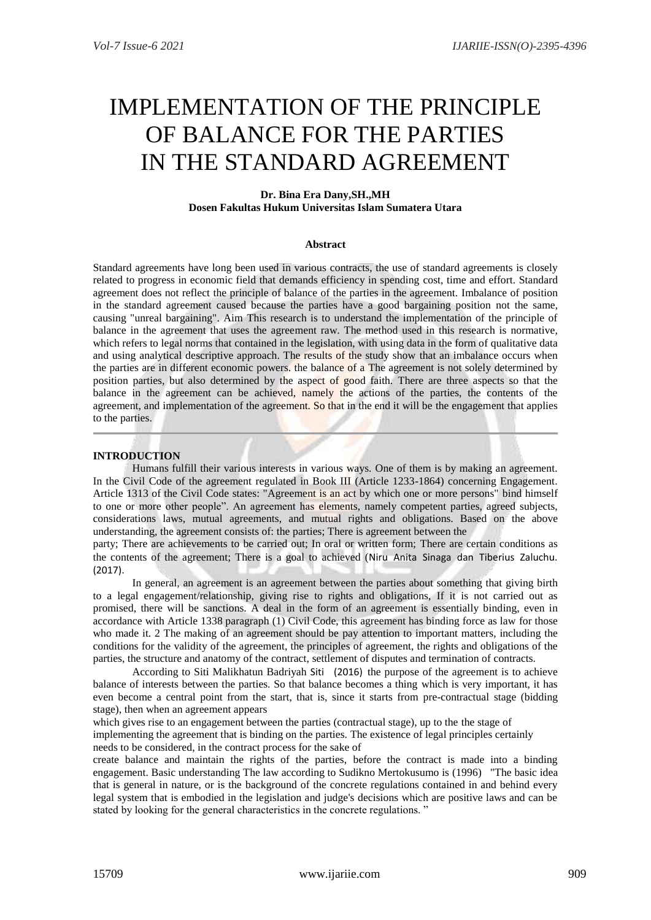# IMPLEMENTATION OF THE PRINCIPLE OF BALANCE FOR THE PARTIES IN THE STANDARD AGREEMENT

**Dr. Bina Era Dany,SH.,MH**
**Dosen Fakultas Hukum Universitas Islam Sumatera Utara**

### Abstract

Standard agreements have long been used in various contracts, the use of standard agreements is closely related to progress in economic field that demands efficiency in spending cost, time and effort. Standard agreement does not reflect the principle of balance of the parties in the agreement. Imbalance of position in the standard agreement caused because the parties have a good bargaining position not the same, causing "unreal bargaining". Aim This research is to understand the implementation of the principle of balance in the agreement that uses the agreement raw. The method used in this research is normative, which refers to legal norms that contained in the legislation, with using data in the form of qualitative data and using analytical descriptive approach. The results of the study show that an imbalance occurs when the parties are in different economic powers. the balance of a The agreement is not solely determined by position parties, but also determined by the aspect of good faith. There are three aspects so that the balance in the agreement can be achieved, namely the actions of the parties, the contents of the agreement, and implementation of the agreement. So that in the end it will be the engagement that applies to the parties.

## INTRODUCTION

Humans fulfill their various interests in various ways. One of them is by making an agreement. In the Civil Code of the agreement regulated in Book III (Article 1233-1864) concerning Engagement. Article 1313 of the Civil Code states: "Agreement is an act by which one or more persons" bind himself to one or more other people". An agreement has elements, namely competent parties, agreed subjects, considerations laws, mutual agreements, and mutual rights and obligations. Based on the above understanding, the agreement consists of: the parties; There is agreement between the party; There are achievements to be carried out; In oral or written form; There are certain conditions as the contents of the agreement; There is a goal to achieved (Niru Anita Sinaga dan Tiberius Zaluchu. (2017).

In general, an agreement is an agreement between the parties about something that giving birth to a legal engagement/relationship, giving rise to rights and obligations, If it is not carried out as promised, there will be sanctions. A deal in the form of an agreement is essentially binding, even in accordance with Article 1338 paragraph (1) Civil Code, this agreement has binding force as law for those who made it. 2 The making of an agreement should be pay attention to important matters, including the conditions for the validity of the agreement, the principles of agreement, the rights and obligations of the parties, the structure and anatomy of the contract, settlement of disputes and termination of contracts.

According to Siti Malikhatun Badriyah Siti (2016) the purpose of the agreement is to achieve balance of interests between the parties. So that balance becomes a thing which is very important, it has even become a central point from the start, that is, since it starts from pre-contractual stage (bidding stage), then when an agreement appears which gives rise to an engagement between the parties (contractual stage), up to the the stage of implementing the agreement that is binding on the parties. The existence of legal principles certainly needs to be considered, in the contract process for the sake of create balance and maintain the rights of the parties, before the contract is made into a binding engagement. Basic understanding The law according to Sudikno Mertokusumo is (1996) "The basic idea that is general in nature, or is the background of the concrete regulations contained in and behind every legal system that is embodied in the legislation and judge's decisions which are positive laws and can be stated by looking for the general characteristics in the concrete regulations. "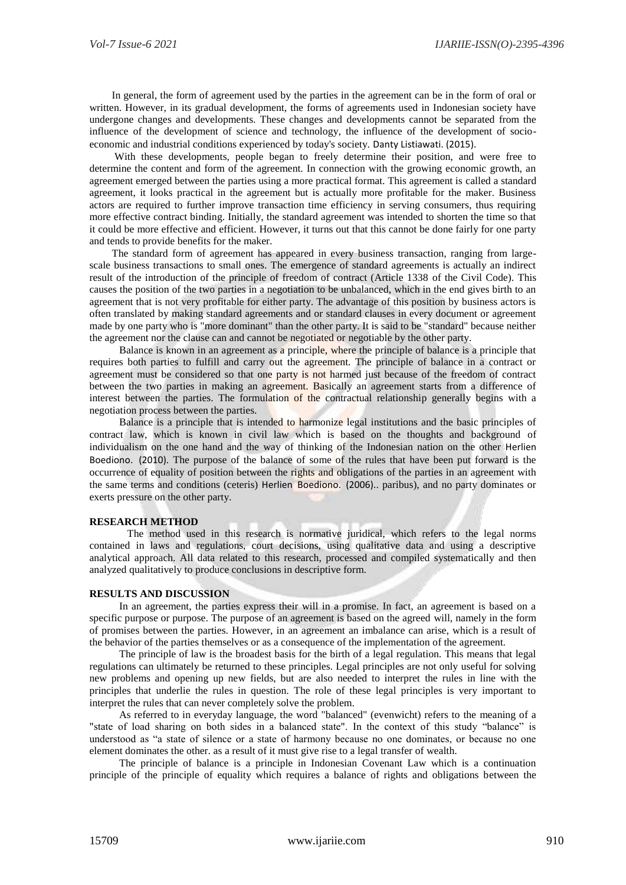In general, the form of agreement used by the parties in the agreement can be in the form of oral or written. However, in its gradual development, the forms of agreements used in Indonesian society have undergone changes and developments. These changes and developments cannot be separated from the influence of the development of science and technology, the influence of the development of socio-economic and industrial conditions experienced by today's society. Danty Listiawati. (2015).

With these developments, people began to freely determine their position, and were free to determine the content and form of the agreement. In connection with the growing economic growth, an agreement emerged between the parties using a more practical format. This agreement is called a standard agreement, it looks practical in the agreement but is actually more profitable for the maker. Business actors are required to further improve transaction time efficiency in serving consumers, thus requiring more effective contract binding. Initially, the standard agreement was intended to shorten the time so that it could be more effective and efficient. However, it turns out that this cannot be done fairly for one party and tends to provide benefits for the maker.

The standard form of agreement has appeared in every business transaction, ranging from large-scale business transactions to small ones. The emergence of standard agreements is actually an indirect result of the introduction of the principle of freedom of contract (Article 1338 of the Civil Code). This causes the position of the two parties in a negotiation to be unbalanced, which in the end gives birth to an agreement that is not very profitable for either party. The advantage of this position by business actors is often translated by making standard agreements and or standard clauses in every document or agreement made by one party who is "more dominant" than the other party. It is said to be "standard" because neither the agreement nor the clause can and cannot be negotiated or negotiable by the other party.

Balance is known in an agreement as a principle, where the principle of balance is a principle that requires both parties to fulfill and carry out the agreement. The principle of balance in a contract or agreement must be considered so that one party is not harmed just because of the freedom of contract between the two parties in making an agreement. Basically an agreement starts from a difference of interest between the parties. The formulation of the contractual relationship generally begins with a negotiation process between the parties.

Balance is a principle that is intended to harmonize legal institutions and the basic principles of contract law, which is known in civil law which is based on the thoughts and background of individualism on the one hand and the way of thinking of the Indonesian nation on the other Herlien Boediono. (2010). The purpose of the balance of some of the rules that have been put forward is the occurrence of equality of position between the rights and obligations of the parties in an agreement with the same terms and conditions (ceteris) Herlien Boediono. (2006).. paribus), and no party dominates or exerts pressure on the other party.

## RESEARCH METHOD

The method used in this research is normative juridical, which refers to the legal norms contained in laws and regulations, court decisions, using qualitative data and using a descriptive analytical approach. All data related to this research, processed and compiled systematically and then analyzed qualitatively to produce conclusions in descriptive form.

## RESULTS AND DISCUSSION

In an agreement, the parties express their will in a promise. In fact, an agreement is based on a specific purpose or purpose. The purpose of an agreement is based on the agreed will, namely in the form of promises between the parties. However, in an agreement an imbalance can arise, which is a result of the behavior of the parties themselves or as a consequence of the implementation of the agreement.

The principle of law is the broadest basis for the birth of a legal regulation. This means that legal regulations can ultimately be returned to these principles. Legal principles are not only useful for solving new problems and opening up new fields, but are also needed to interpret the rules in line with the principles that underlie the rules in question. The role of these legal principles is very important to interpret the rules that can never completely solve the problem.

As referred to in everyday language, the word "balanced" (evenwicht) refers to the meaning of a "state of load sharing on both sides in a balanced state". In the context of this study "balance" is understood as "a state of silence or a state of harmony because no one dominates, or because no one element dominates the other. as a result of it must give rise to a legal transfer of wealth.

The principle of balance is a principle in Indonesian Covenant Law which is a continuation principle of the principle of equality which requires a balance of rights and obligations between the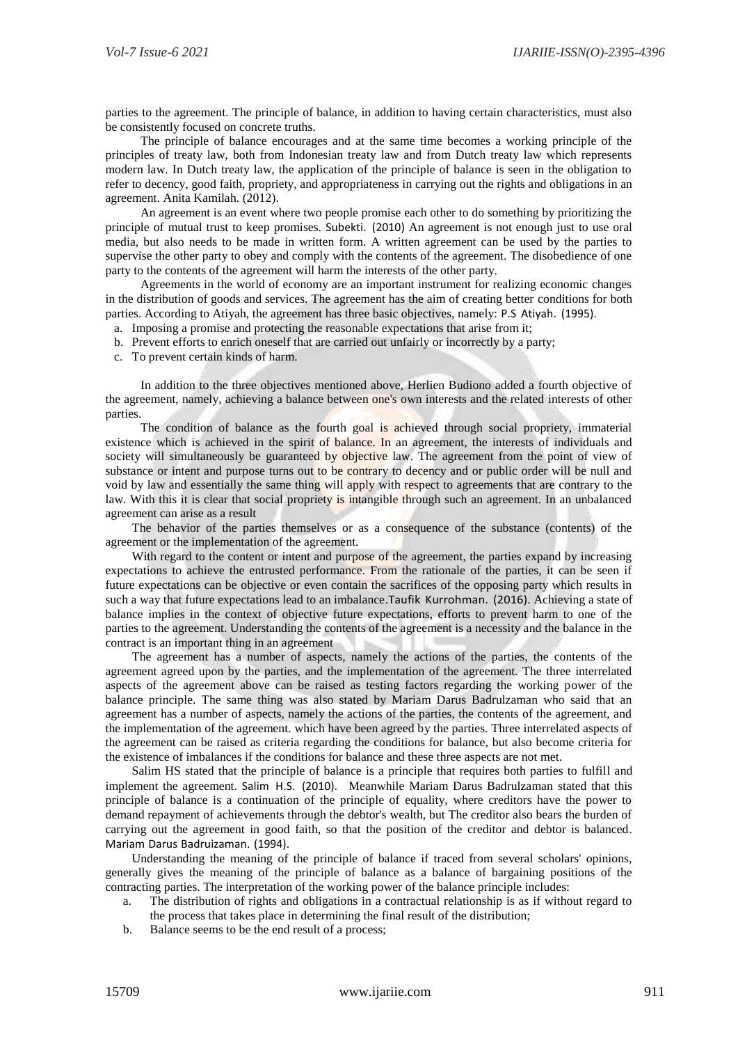parties to the agreement. The principle of balance, in addition to having certain characteristics, must also be consistently focused on concrete truths.

The principle of balance encourages and at the same time becomes a working principle of the principles of treaty law, both from Indonesian treaty law and from Dutch treaty law which represents modern law. In Dutch treaty law, the application of the principle of balance is seen in the obligation to refer to decency, good faith, propriety, and appropriateness in carrying out the rights and obligations in an agreement. Anita Kamilah. (2012).

An agreement is an event where two people promise each other to do something by prioritizing the principle of mutual trust to keep promises. Subekti. (2010) An agreement is not enough just to use oral media, but also needs to be made in written form. A written agreement can be used by the parties to supervise the other party to obey and comply with the contents of the agreement. The disobedience of one party to the contents of the agreement will harm the interests of the other party.

Agreements in the world of economy are an important instrument for realizing economic changes in the distribution of goods and services. The agreement has the aim of creating better conditions for both parties. According to Atiyah, the agreement has three basic objectives, namely: P.S Atiyah. (1995).

a. Imposing a promise and protecting the reasonable expectations that arise from it;
b. Prevent efforts to enrich oneself that are carried out unfairly or incorrectly by a party;
c. To prevent certain kinds of harm.

In addition to the three objectives mentioned above, Herlien Budiono added a fourth objective of the agreement, namely, achieving a balance between one's own interests and the related interests of other parties.

The condition of balance as the fourth goal is achieved through social propriety, immaterial existence which is achieved in the spirit of balance. In an agreement, the interests of individuals and society will simultaneously be guaranteed by objective law. The agreement from the point of view of substance or intent and purpose turns out to be contrary to decency or public order will be null and void by law and essentially the same thing will apply with respect to agreements that are contrary to the law. With this it is clear that social propriety is intangible through such an agreement. In an unbalanced agreement can arise as a result

The behavior of the parties themselves or as a consequence of the substance (contents) of the agreement or the implementation of the agreement.

With regard to the content or intent and purpose of the agreement, the parties expand by increasing expectations to achieve the entrusted performance. From the rationale of the parties, it can be seen if future expectations can be objective or even contain the sacrifices of the opposing party which results in such a way that future expectations lead to an imbalance.Taufik Kurrohman. (2016). Achieving a state of balance implies in the context of objective future expectations, efforts to prevent harm to one of the parties to the agreement. Understanding the contents of the agreement is a necessity and the balance in the contract is an important thing in an agreement

The agreement has a number of aspects, namely the actions of the parties, the contents of the agreement agreed upon by the parties, and the implementation of the agreement. The three interrelated aspects of the agreement above can be raised as testing factors regarding the working power of the balance principle. The same thing was also stated by Mariam Darus Badrulzaman who said that an agreement has a number of aspects, namely the actions of the parties, the contents of the agreement, and the implementation of the agreement. which have been agreed by the parties. Three interrelated aspects of the agreement can be raised as criteria regarding the conditions for balance, but also become criteria for the existence of imbalances if the conditions for balance and these three aspects are not met.

Salim HS stated that the principle of balance is a principle that requires both parties to fulfill and implement the agreement. Salim H.S. (2010). Meanwhile Mariam Darus Badrulzaman stated that this principle of balance is a continuation of the principle of equality, where creditors have the power to demand repayment of achievements through the debtor's wealth, but The creditor also bears the burden of carrying out the agreement in good faith, so that the position of the creditor and debtor is balanced. Mariam Darus Badruizaman. (1994).

Understanding the meaning of the principle of balance if traced from several scholars' opinions, generally gives the meaning of the principle of balance as a balance of bargaining positions of the contracting parties. The interpretation of the working power of the balance principle includes:

a. The distribution of rights and obligations in a contractual relationship is as if without regard to the process that takes place in determining the final result of the distribution;
b. Balance seems to be the end result of a process;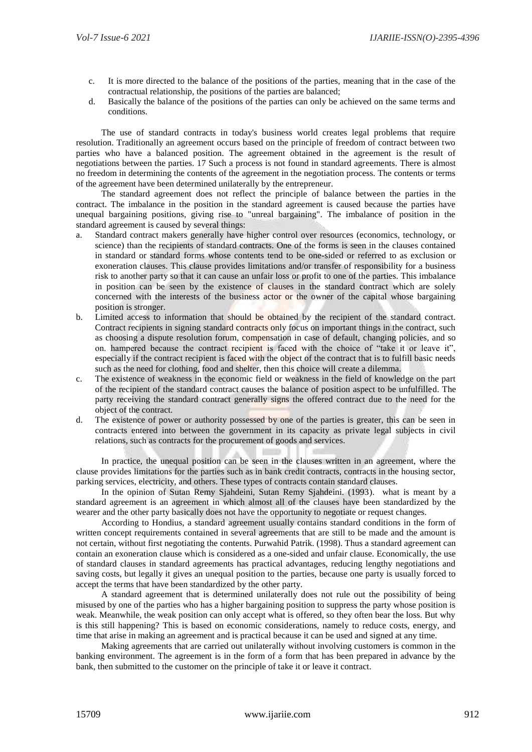c. It is more directed to the balance of the positions of the parties, meaning that in the case of the contractual relationship, the positions of the parties are balanced;
d. Basically the balance of the positions of the parties can only be achieved on the same terms and conditions.

The use of standard contracts in today's business world creates legal problems that require resolution. Traditionally an agreement occurs based on the principle of freedom of contract between two parties who have a balanced position. The agreement obtained in the agreement is the result of negotiations between the parties. 17 Such a process is not found in standard agreements. There is almost no freedom in determining the contents of the agreement in the negotiation process. The contents or terms of the agreement have been determined unilaterally by the entrepreneur.

The standard agreement does not reflect the principle of balance between the parties in the contract. The imbalance in the position in the standard agreement is caused because the parties have unequal bargaining positions, giving rise to "unreal bargaining". The imbalance of position in the standard agreement is caused by several things:

a. Standard contract makers generally have higher control over resources (economics, technology, or science) than the recipients of standard contracts. One of the forms is seen in the clauses contained in standard or standard forms whose contents tend to be one-sided or referred to as exclusion or exoneration clauses. This clause provides limitations and/or transfer of responsibility for a business risk to another party so that it can cause an unfair loss or profit to one of the parties. This imbalance in position can be seen by the existence of clauses in the standard contract which are solely concerned with the interests of the business actor or the owner of the capital whose bargaining position is stronger.
b. Limited access to information that should be obtained by the recipient of the standard contract. Contract recipients in signing standard contracts only focus on important things in the contract, such as choosing a dispute resolution forum, compensation in case of default, changing policies, and so on. hampered because the contract recipient is faced with the choice of "take it or leave it", especially if the contract recipient is faced with the object of the contract that is to fulfill basic needs such as the need for clothing, food and shelter, then this choice will create a dilemma.
c. The existence of weakness in the economic field or weakness in the field of knowledge on the part of the recipient of the standard contract causes the balance of position aspect to be unfulfilled. The party receiving the standard contract generally signs the offered contract due to the need for the object of the contract.
d. The existence of power or authority possessed by one of the parties is greater, this can be seen in contracts entered into between the government in its capacity as private legal subjects in civil relations, such as contracts for the procurement of goods and services.

In practice, the unequal position can be seen in the clauses written in an agreement, where the clause provides limitations for the parties such as in bank credit contracts, contracts in the housing sector, parking services, electricity, and others. These types of contracts contain standard clauses.

In the opinion of Sutan Remy Sjahdeini, Sutan Remy Sjahdeini. (1993). what is meant by a standard agreement is an agreement in which almost all of the clauses have been standardized by the wearer and the other party basically does not have the opportunity to negotiate or request changes.

According to Hondius, a standard agreement usually contains standard conditions in the form of written concept requirements contained in several agreements that are still to be made and the amount is not certain, without first negotiating the contents. Purwahid Patrik. (1998). Thus a standard agreement can contain an exoneration clause which is considered as a one-sided and unfair clause. Economically, the use of standard clauses in standard agreements has practical advantages, reducing lengthy negotiations and saving costs, but legally it gives an unequal position to the parties, because one party is usually forced to accept the terms that have been standardized by the other party.

A standard agreement that is determined unilaterally does not rule out the possibility of being misused by one of the parties who has a higher bargaining position to suppress the party whose position is weak. Meanwhile, the weak position can only accept what is offered, so they often bear the loss. But why is this still happening? This is based on economic considerations, namely to reduce costs, energy, and time that arise in making an agreement and is practical because it can be used and signed at any time.

Making agreements that are carried out unilaterally without involving customers is common in the banking environment. The agreement is in the form of a form that has been prepared in advance by the bank, then submitted to the customer on the principle of take it or leave it contract.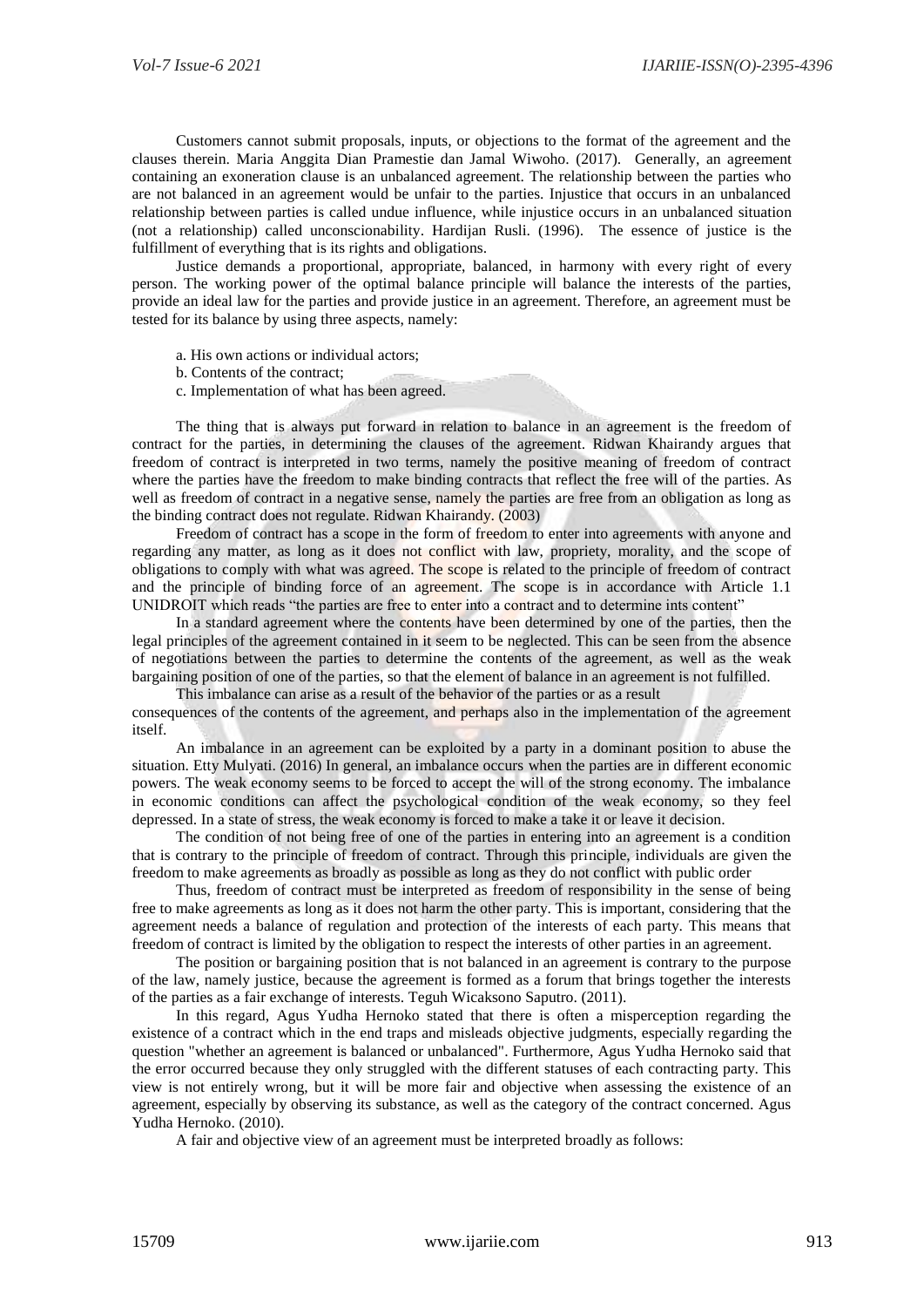Customers cannot submit proposals, inputs, or objections to the format of the agreement and the clauses therein. Maria Anggita Dian Pramestie dan Jamal Wiwoho. (2017). Generally, an agreement containing an exoneration clause is an unbalanced agreement. The relationship between the parties who are not balanced in an agreement would be unfair to the parties. Injustice that occurs in an unbalanced relationship between parties is called undue influence, while injustice occurs in an unbalanced situation (not a relationship) called unconscionability. Hardijan Rusli. (1996). The essence of justice is the fulfillment of everything that is its rights and obligations.

Justice demands a proportional, appropriate, balanced, in harmony with every right of every person. The working power of the optimal balance principle will balance the interests of the parties, provide an ideal law for the parties and provide justice in an agreement. Therefore, an agreement must be tested for its balance by using three aspects, namely:

a. His own actions or individual actors;
b. Contents of the contract;
c. Implementation of what has been agreed.

The thing that is always put forward in relation to balance in an agreement is the freedom of contract for the parties, in determining the clauses of the agreement. Ridwan Khairandy argues that freedom of contract is interpreted in two terms, namely the positive meaning of freedom of contract where the parties have the freedom to make binding contracts that reflect the free will of the parties. As well as freedom of contract in a negative sense, namely the parties are free from an obligation as long as the binding contract does not regulate. Ridwan Khairandy. (2003)

Freedom of contract has a scope in the form of freedom to enter into agreements with anyone and regarding any matter, as long as it does not conflict with law, propriety, morality, and the scope of obligations to comply with what was agreed. The scope is related to the principle of freedom of contract and the principle of binding force of an agreement. The scope is in accordance with Article 1.1 UNIDROIT which reads "the parties are free to enter into a contract and to determine ints content"

In a standard agreement where the contents have been determined by one of the parties, then the legal principles of the agreement contained in it seem to be neglected. This can be seen from the absence of negotiations between the parties to determine the contents of the agreement, as well as the weak bargaining position of one of the parties, so that the element of balance in an agreement is not fulfilled.

This imbalance can arise as a result of the behavior of the parties or as a result consequences of the contents of the agreement, and perhaps also in the implementation of the agreement itself.

An imbalance in an agreement can be exploited by a party in a dominant position to abuse the situation. Etty Mulyati. (2016) In general, an imbalance occurs when the parties are in different economic powers. The weak economy seems to be forced to accept the will of the strong economy. The imbalance in economic conditions can affect the psychological condition of the weak economy, so they feel depressed. In a state of stress, the weak economy is forced to make a take it or leave it decision.

The condition of not being free of one of the parties in entering into an agreement is a condition that is contrary to the principle of freedom of contract. Through this principle, individuals are given the freedom to make agreements as broadly as possible as long as they do not conflict with public order

Thus, freedom of contract must be interpreted as freedom of responsibility in the sense of being free to make agreements as long as it does not harm the other party. This is important, considering that the agreement needs a balance of regulation and protection of the interests of each party. This means that freedom of contract is limited by the obligation to respect the interests of other parties in an agreement.

The position or bargaining position that is not balanced in an agreement is contrary to the purpose of the law, namely justice, because the agreement is formed as a forum that brings together the interests of the parties as a fair exchange of interests. Teguh Wicaksono Saputro. (2011).

In this regard, Agus Yudha Hernoko stated that there is often a misperception regarding the existence of a contract which in the end traps and misleads objective judgments, especially regarding the question "whether an agreement is balanced or unbalanced". Furthermore, Agus Yudha Hernoko said that the error occurred because they only struggled with the different statuses of each contracting party. This view is not entirely wrong, but it will be more fair and objective when assessing the existence of an agreement, especially by observing its substance, as well as the category of the contract concerned. Agus Yudha Hernoko. (2010).

A fair and objective view of an agreement must be interpreted broadly as follows: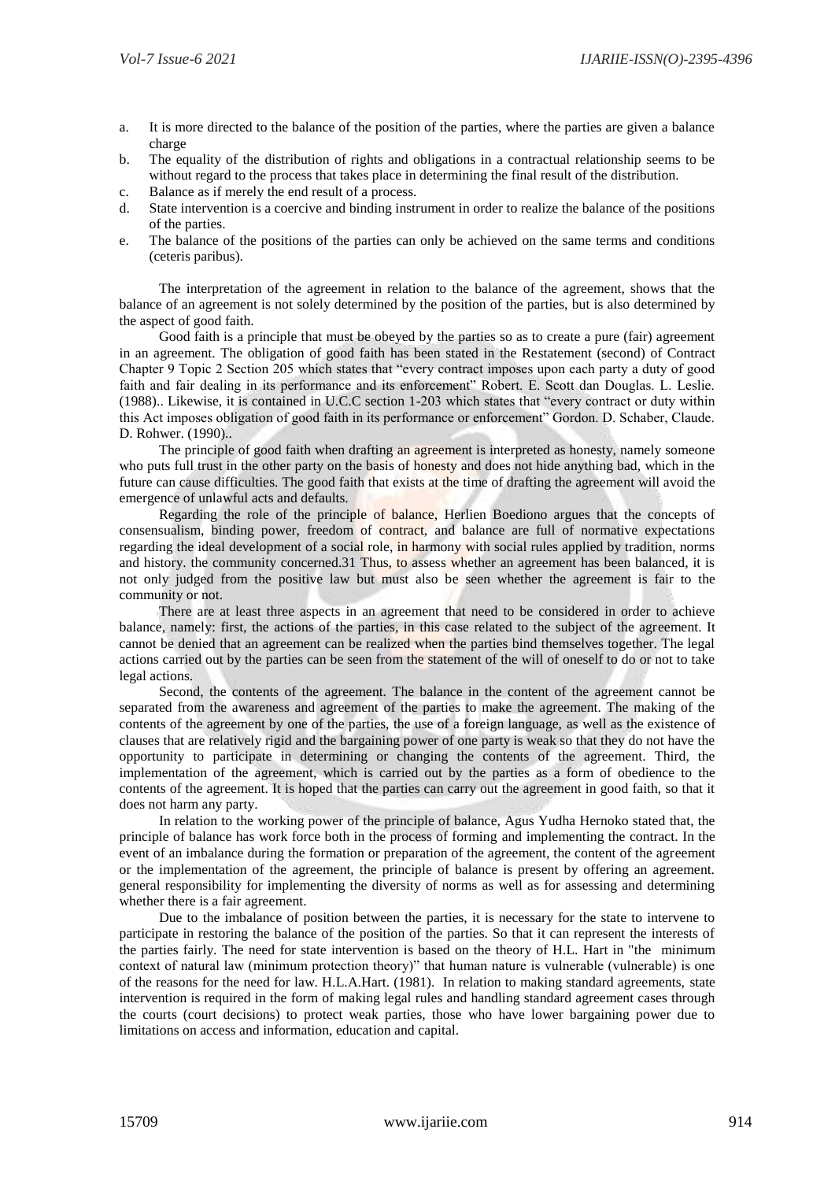a. It is more directed to the balance of the position of the parties, where the parties are given a balance charge
b. The equality of the distribution of rights and obligations in a contractual relationship seems to be without regard to the process that takes place in determining the final result of the distribution.
c. Balance as if merely the end result of a process.
d. State intervention is a coercive and binding instrument in order to realize the balance of the positions of the parties.
e. The balance of the positions of the parties can only be achieved on the same terms and conditions (ceteris paribus).

The interpretation of the agreement in relation to the balance of the agreement, shows that the balance of an agreement is not solely determined by the position of the parties, but is also determined by the aspect of good faith.

Good faith is a principle that must be obeyed by the parties so as to create a pure (fair) agreement in an agreement. The obligation of good faith has been stated in the Restatement (second) of Contract Chapter 9 Topic 2 Section 205 which states that "every contract imposes upon each party a duty of good faith and fair dealing in its performance and its enforcement" Robert. E. Scott dan Douglas. L. Leslie. (1988).. Likewise, it is contained in U.C.C section 1-203 which states that "every contract or duty within this Act imposes obligation of good faith in its performance or enforcement" Gordon. D. Schaber, Claude. D. Rohwer. (1990)..

The principle of good faith when drafting an agreement is interpreted as honesty, namely someone who puts full trust in the other party on the basis of honesty and does not hide anything bad, which in the future can cause difficulties. The good faith that exists at the time of drafting the agreement will avoid the emergence of unlawful acts and defaults.

Regarding the role of the principle of balance, Herlien Boediono argues that the concepts of consensualism, binding power, freedom of contract, and balance are full of normative expectations regarding the ideal development of a social role, in harmony with social rules applied by tradition, norms and history. the community concerned.31 Thus, to assess whether an agreement has been balanced, it is not only judged from the positive law but must also be seen whether the agreement is fair to the community or not.

There are at least three aspects in an agreement that need to be considered in order to achieve balance, namely: first, the actions of the parties, in this case related to the subject of the agreement. It cannot be denied that an agreement can be realized when the parties bind themselves together. The legal actions carried out by the parties can be seen from the statement of the will of oneself to do or not to take legal actions.

Second, the contents of the agreement. The balance in the content of the agreement cannot be separated from the awareness and agreement of the parties to make the agreement. The making of the contents of the agreement by one of the parties, the use of a foreign language, as well as the existence of clauses that are relatively rigid and the bargaining power of one party is weak so that they do not have the opportunity to participate in determining or changing the contents of the agreement. Third, the implementation of the agreement, which is carried out by the parties as a form of obedience to the contents of the agreement. It is hoped that the parties can carry out the agreement in good faith, so that it does not harm any party.

In relation to the working power of the principle of balance, Agus Yudha Hernoko stated that, the principle of balance has work force both in the process of forming and implementing the contract. In the event of an imbalance during the formation or preparation of the agreement, the content of the agreement or the implementation of the agreement, the principle of balance is present by offering an agreement. general responsibility for implementing the diversity of norms as well as for assessing and determining whether there is a fair agreement.

Due to the imbalance of position between the parties, it is necessary for the state to intervene to participate in restoring the balance of the position of the parties. So that it can represent the interests of the parties fairly. The need for state intervention is based on the theory of H.L. Hart in "the minimum context of natural law (minimum protection theory)" that human nature is vulnerable (vulnerable) is one of the reasons for the need for law. H.L.A.Hart. (1981). In relation to making standard agreements, state intervention is required in the form of making legal rules and handling standard agreement cases through the courts (court decisions) to protect weak parties, those who have lower bargaining power due to limitations on access and information, education and capital.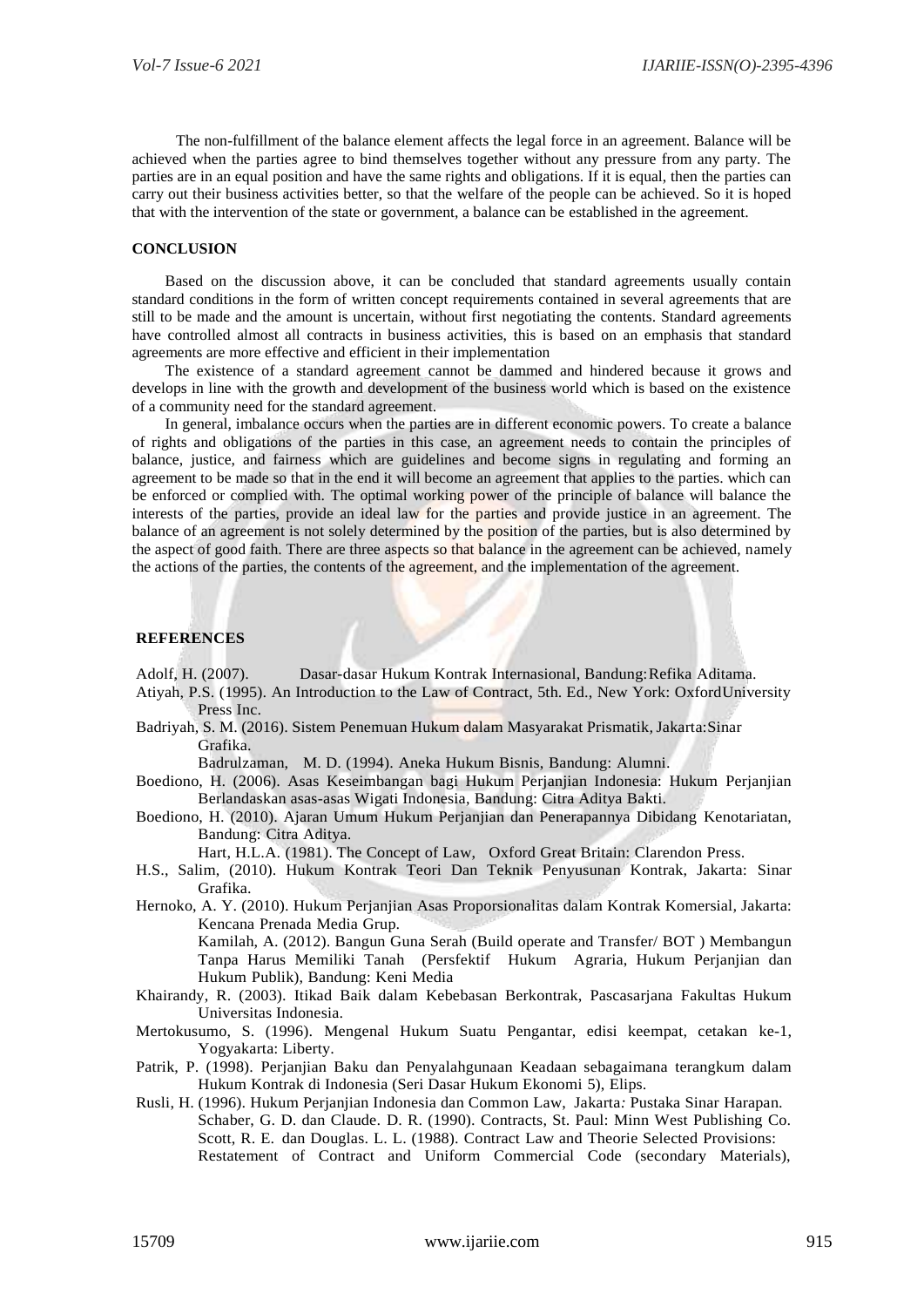The non-fulfillment of the balance element affects the legal force in an agreement. Balance will be achieved when the parties agree to bind themselves together without any pressure from any party. The parties are in an equal position and have the same rights and obligations. If it is equal, then the parties can carry out their business activities better, so that the welfare of the people can be achieved. So it is hoped that with the intervention of the state or government, a balance can be established in the agreement.

## CONCLUSION

Based on the discussion above, it can be concluded that standard agreements usually contain standard conditions in the form of written concept requirements contained in several agreements that are still to be made and the amount is uncertain, without first negotiating the contents. Standard agreements have controlled almost all contracts in business activities, this is based on an emphasis that standard agreements are more effective and efficient in their implementation

The existence of a standard agreement cannot be dammed and hindered because it grows and develops in line with the growth and development of the business world which is based on the existence of a community need for the standard agreement.

In general, imbalance occurs when the parties are in different economic powers. To create a balance of rights and obligations of the parties in this case, an agreement needs to contain the principles of balance, justice, and fairness which are guidelines and become signs in regulating and forming an agreement to be made so that in the end it will become an agreement that applies to the parties. which can be enforced or complied with. The optimal working power of the principle of balance will balance the interests of the parties, provide an ideal law for the parties and provide justice in an agreement. The balance of an agreement is not solely determined by the position of the parties, but is also determined by the aspect of good faith. There are three aspects so that balance in the agreement can be achieved, namely the actions of the parties, the contents of the agreement, and the implementation of the agreement.

## REFERENCES

Adolf, H. (2007). Dasar-dasar Hukum Kontrak Internasional, Bandung: Refika Aditama.

Atiyah, P.S. (1995). An Introduction to the Law of Contract, 5th. Ed., New York: Oxford University Press Inc.

Badriyah, S. M. (2016). Sistem Penemuan Hukum dalam Masyarakat Prismatik, Jakarta: Sinar Grafika.

Badrulzaman, M. D. (1994). Aneka Hukum Bisnis, Bandung: Alumni.

Boediono, H. (2006). Asas Keseimbangan bagi Hukum Perjanjian Indonesia: Hukum Perjanjian Berlandaskan asas-asas Wigati Indonesia, Bandung: Citra Aditya Bakti.

Boediono, H. (2010). Ajaran Umum Hukum Perjanjian dan Penerapannya Dibidang Kenotariatan, Bandung: Citra Aditya.

Hart, H.L.A. (1981). The Concept of Law, Oxford Great Britain: Clarendon Press.

H.S., Salim, (2010). Hukum Kontrak Teori Dan Teknik Penyusunan Kontrak, Jakarta: Sinar Grafika.

Hernoko, A. Y. (2010). Hukum Perjanjian Asas Proporsionalitas dalam Kontrak Komersial, Jakarta: Kencana Prenada Media Grup.

Kamilah, A. (2012). Bangun Guna Serah (Build operate and Transfer/ BOT ) Membangun Tanpa Harus Memiliki Tanah (Persfektif Hukum Agraria, Hukum Perjanjian dan Hukum Publik), Bandung: Keni Media

Khairandy, R. (2003). Itikad Baik dalam Kebebasan Berkontrak, Pascasarjana Fakultas Hukum Universitas Indonesia.

Mertokusumo, S. (1996). Mengenal Hukum Suatu Pengantar, edisi keempat, cetakan ke-1, Yogyakarta: Liberty.

Patrik, P. (1998). Perjanjian Baku dan Penyalahgunaan Keadaan sebagaimana terangkum dalam Hukum Kontrak di Indonesia (Seri Dasar Hukum Ekonomi 5), Elips.

Rusli, H. (1996). Hukum Perjanjian Indonesia dan Common Law, Jakarta: Pustaka Sinar Harapan.

Schaber, G. D. dan Claude. D. R. (1990). Contracts, St. Paul: Minn West Publishing Co.

Scott, R. E. dan Douglas. L. L. (1988). Contract Law and Theorie Selected Provisions: Restatement of Contract and Uniform Commercial Code (secondary Materials),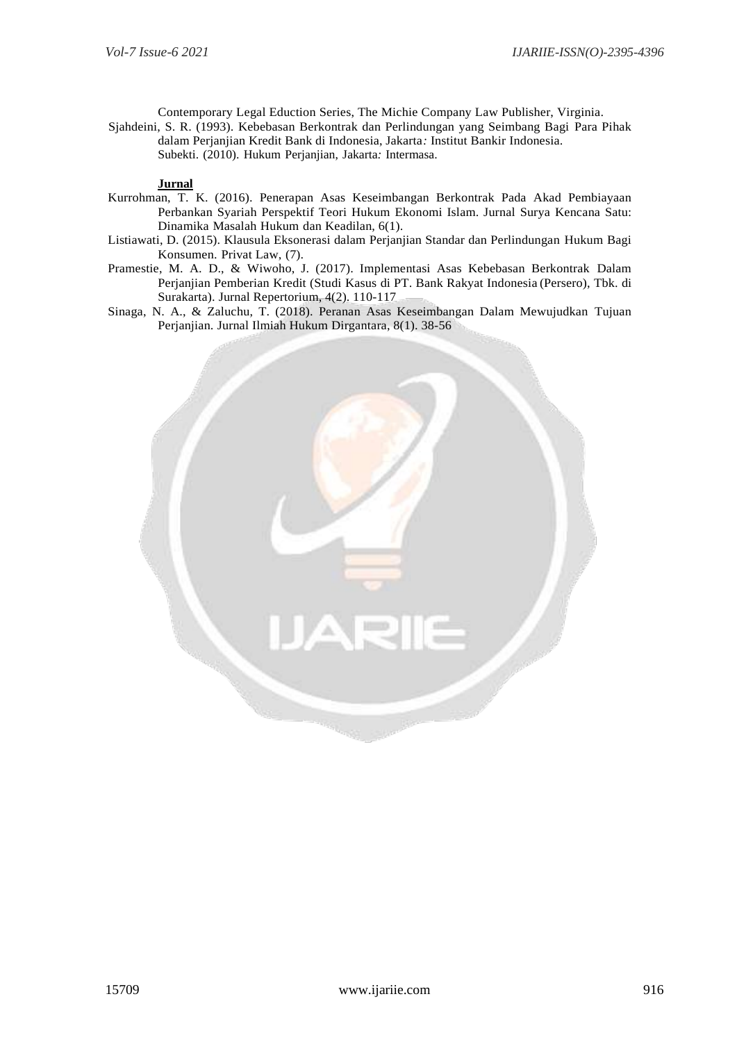Contemporary Legal Eduction Series, The Michie Company Law Publisher, Virginia.

Sjahdeini, S. R. (1993). Kebebasan Berkontrak dan Perlindungan yang Seimbang Bagi Para Pihak dalam Perjanjian Kredit Bank di Indonesia, Jakarta*:* Institut Bankir Indonesia.

Subekti. (2010). Hukum Perjanjian, Jakarta*:* Intermasa.

**Jurnal**

Kurrohman, T. K. (2016). Penerapan Asas Keseimbangan Berkontrak Pada Akad Pembiayaan Perbankan Syariah Perspektif Teori Hukum Ekonomi Islam. Jurnal Surya Kencana Satu: Dinamika Masalah Hukum dan Keadilan, 6(1).

Listiawati, D. (2015). Klausula Eksonerasi dalam Perjanjian Standar dan Perlindungan Hukum Bagi Konsumen. Privat Law, (7).

Pramestie, M. A. D., & Wiwoho, J. (2017). Implementasi Asas Kebebasan Berkontrak Dalam Perjanjian Pemberian Kredit (Studi Kasus di PT. Bank Rakyat Indonesia (Persero), Tbk. di Surakarta). Jurnal Repertorium, 4(2). 110-117

Sinaga, N. A., & Zaluchu, T. (2018). Peranan Asas Keseimbangan Dalam Mewujudkan Tujuan Perjanjian. Jurnal Ilmiah Hukum Dirgantara, 8(1). 38-56